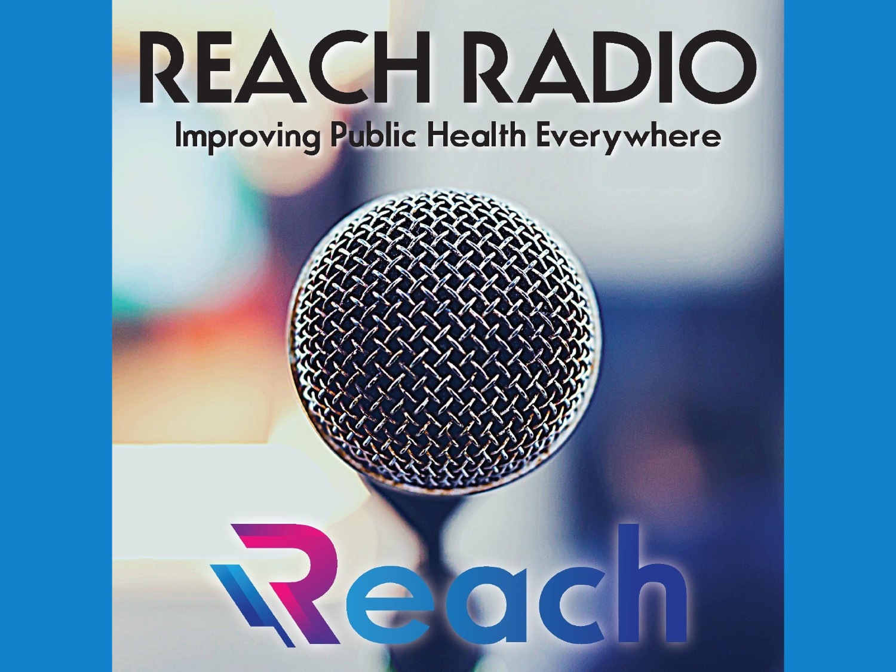# REACH RADIO

## Improving Public Health Everywhere

Reach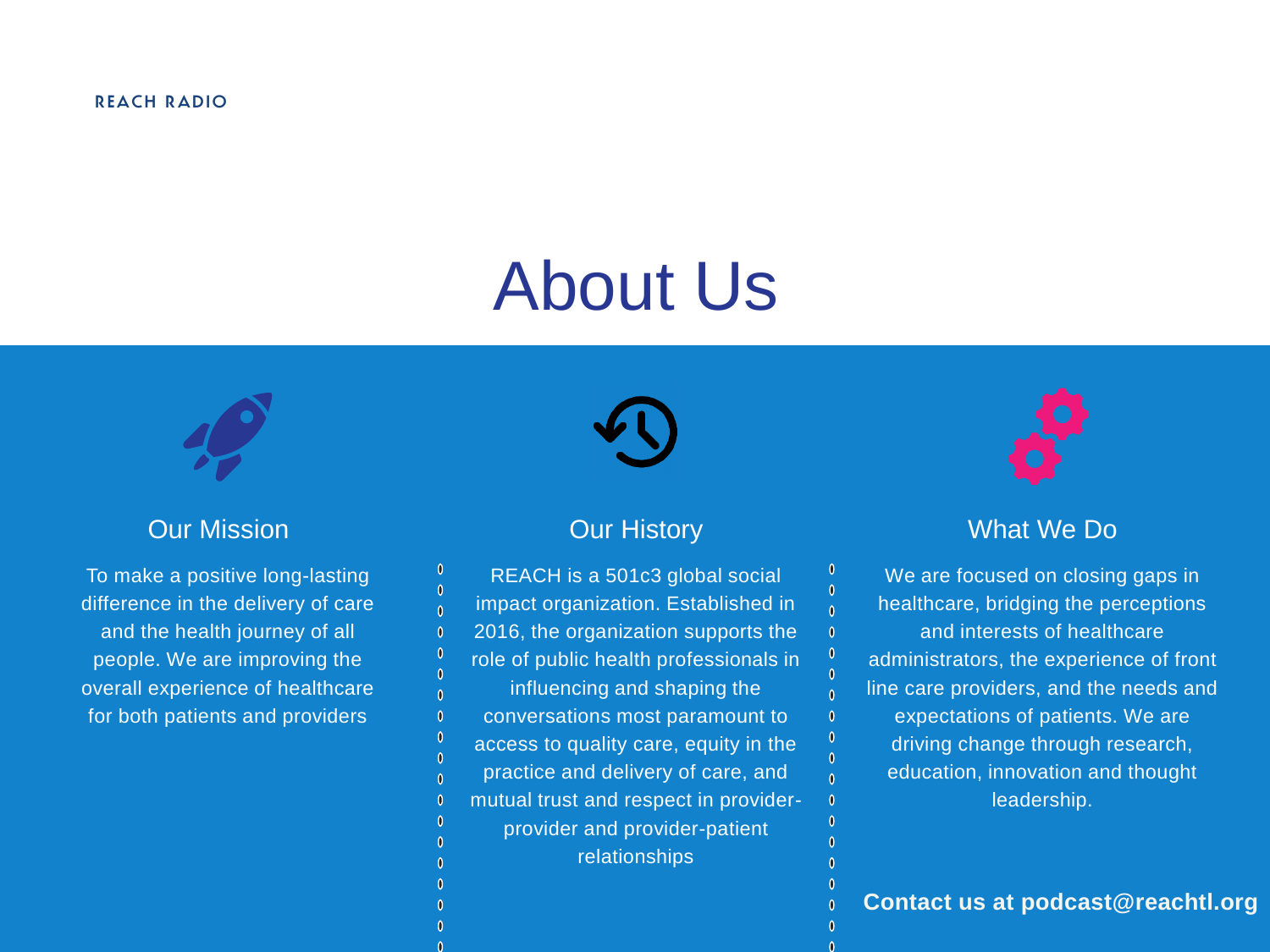REACH RADIO

# About Us

## Our Mission

To make a positive long-lasting difference in the delivery of care and the health journey of all people. We are improving the overall experience of healthcare for both patients and providers

## Our History

REACH is a 501c3 global social impact organization. Established in 2016, the organization supports the role of public health professionals in influencing and shaping the conversations most paramount to access to quality care, equity in the practice and delivery of care, and mutual trust and respect in provider-provider and provider-patient relationships

## What We Do

We are focused on closing gaps in healthcare, bridging the perceptions and interests of healthcare administrators, the experience of front line care providers, and the needs and expectations of patients. We are driving change through research, education, innovation and thought leadership.

**Contact us at podcast@reachtl.org**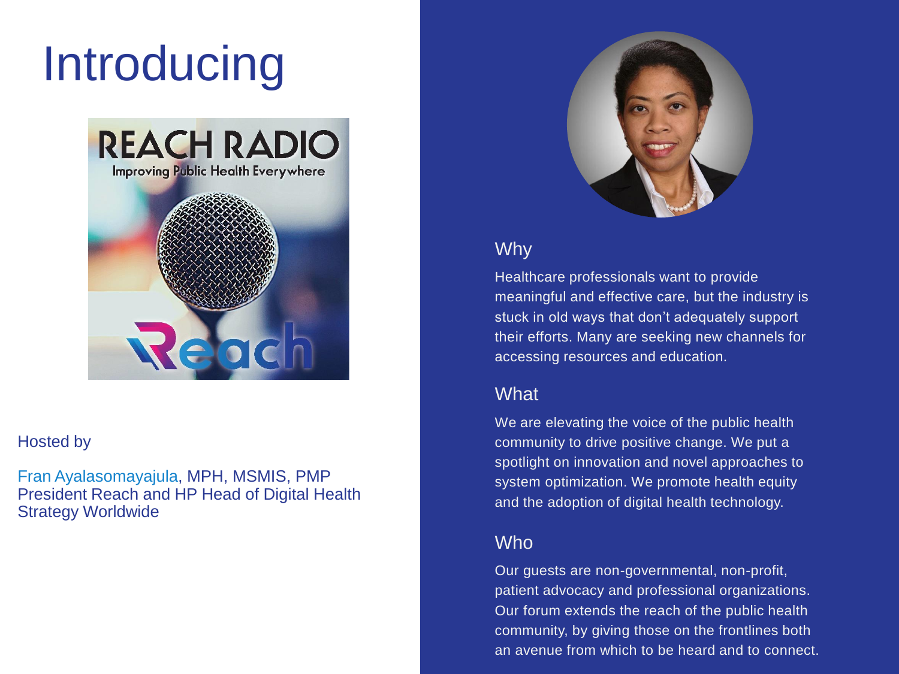# Introducing

Hosted by

Fran Ayalasomayajula, MPH, MSMIS, PMP
President Reach and HP Head of Digital Health Strategy Worldwide

## Why

Healthcare professionals want to provide meaningful and effective care, but the industry is stuck in old ways that don't adequately support their efforts. Many are seeking new channels for accessing resources and education.

## What

We are elevating the voice of the public health community to drive positive change. We put a spotlight on innovation and novel approaches to system optimization. We promote health equity and the adoption of digital health technology.

## Who

Our guests are non-governmental, non-profit, patient advocacy and professional organizations. Our forum extends the reach of the public health community, by giving those on the frontlines both an avenue from which to be heard and to connect.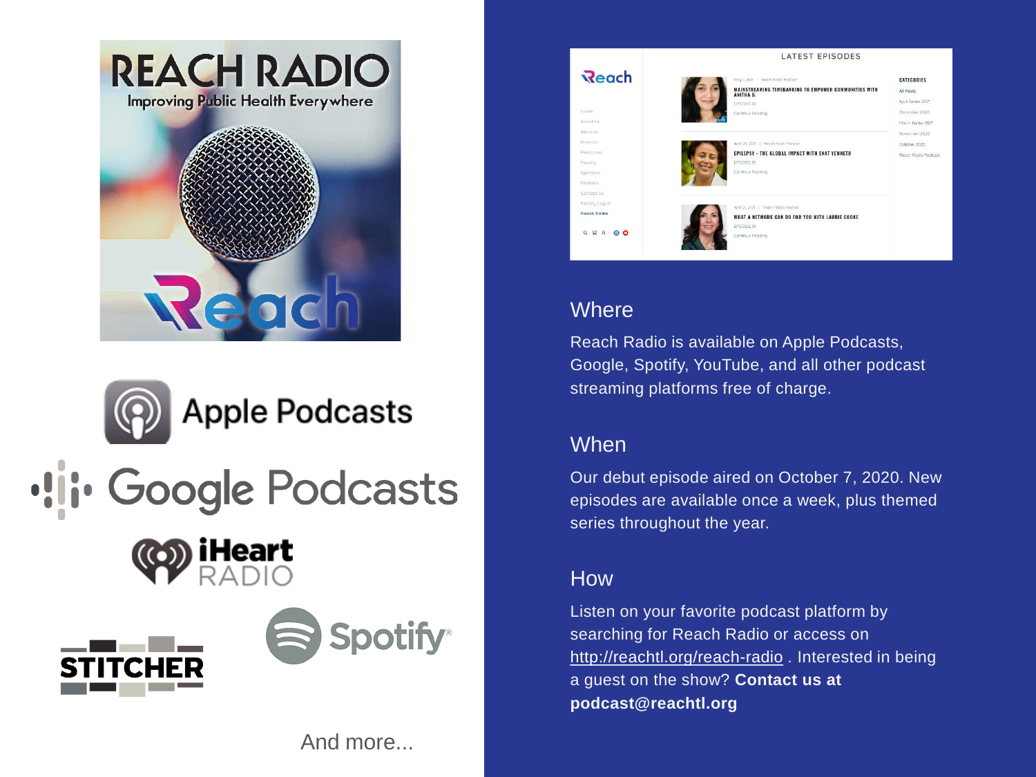## Where

Reach Radio is available on Apple Podcasts, Google, Spotify, YouTube, and all other podcast streaming platforms free of charge.

## When

Our debut episode aired on October 7, 2020. New episodes are available once a week, plus themed series throughout the year.

## How

Listen on your favorite podcast platform by searching for Reach Radio or access on http://reachtl.org/reach-radio . Interested in being a guest on the show? **Contact us at podcast@reachtl.org**

And more...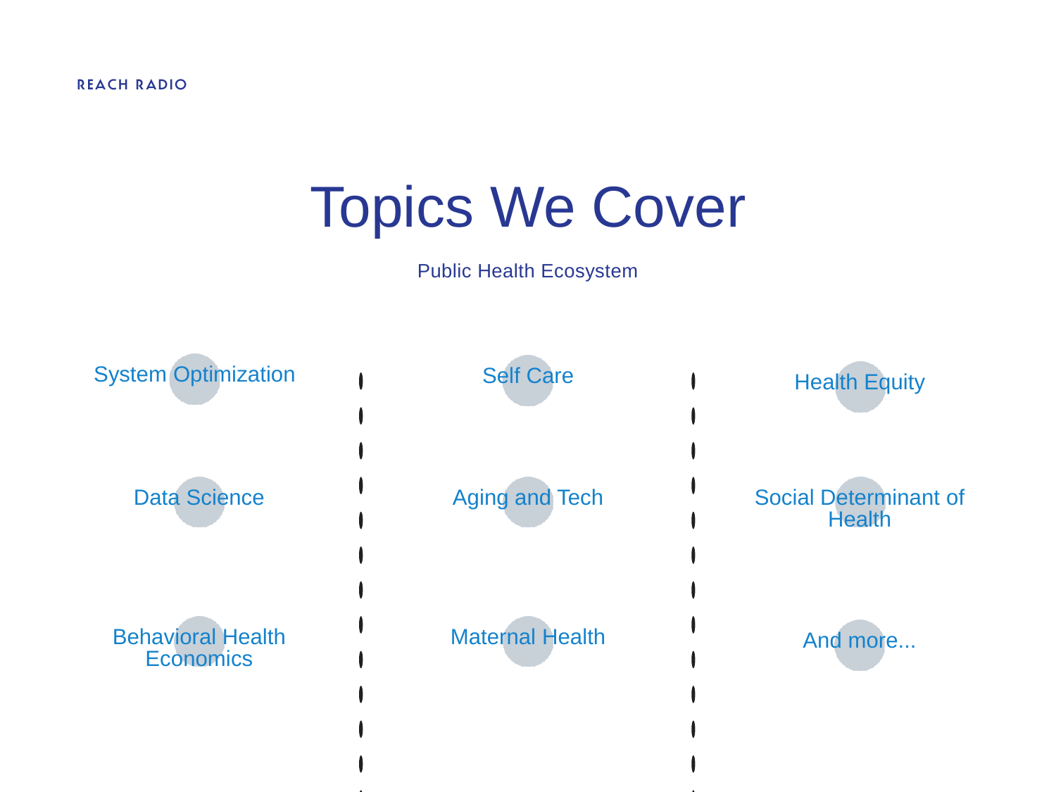REACH RADIO

# Topics We Cover

Public Health Ecosystem

- System Optimization
- Data Science
- Behavioral Health Economics
- Self Care
- Aging and Tech
- Maternal Health
- Health Equity
- Social Determinant of Health
- And more...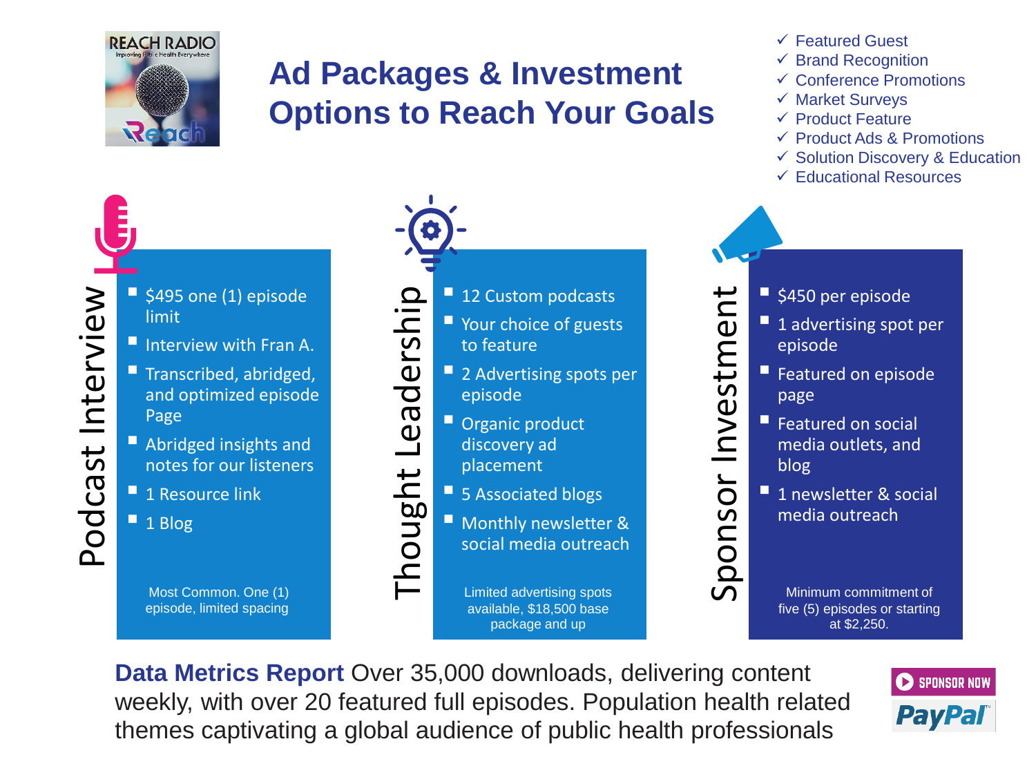REACH RADIO

Improving Public Health Everywhere

# Ad Packages & Investment Options to Reach Your Goals

- ✓ Featured Guest
- ✓ Brand Recognition
- ✓ Conference Promotions
- ✓ Market Surveys
- ✓ Product Feature
- ✓ Product Ads & Promotions
- ✓ Solution Discovery & Education
- ✓ Educational Resources

## Podcast Interview

- $495 one (1) episode limit
- Interview with Fran A.
- Transcribed, abridged, and optimized episode Page
- Abridged insights and notes for our listeners
- 1 Resource link
- 1 Blog

Most Common. One (1) episode, limited spacing

## Thought Leadership

- 12 Custom podcasts
- Your choice of guests to feature
- 2 Advertising spots per episode
- Organic product discovery ad placement
- 5 Associated blogs
- Monthly newsletter & social media outreach

Limited advertising spots available, $18,500 base package and up

## Sponsor Investment

- $450 per episode
- 1 advertising spot per episode
- Featured on episode page
- Featured on social media outlets, and blog
- 1 newsletter & social media outreach

Minimum commitment of five (5) episodes or starting at $2,250.

**Data Metrics Report** Over 35,000 downloads, delivering content weekly, with over 20 featured full episodes. Population health related themes captivating a global audience of public health professionals

SPONSOR NOW

PayPal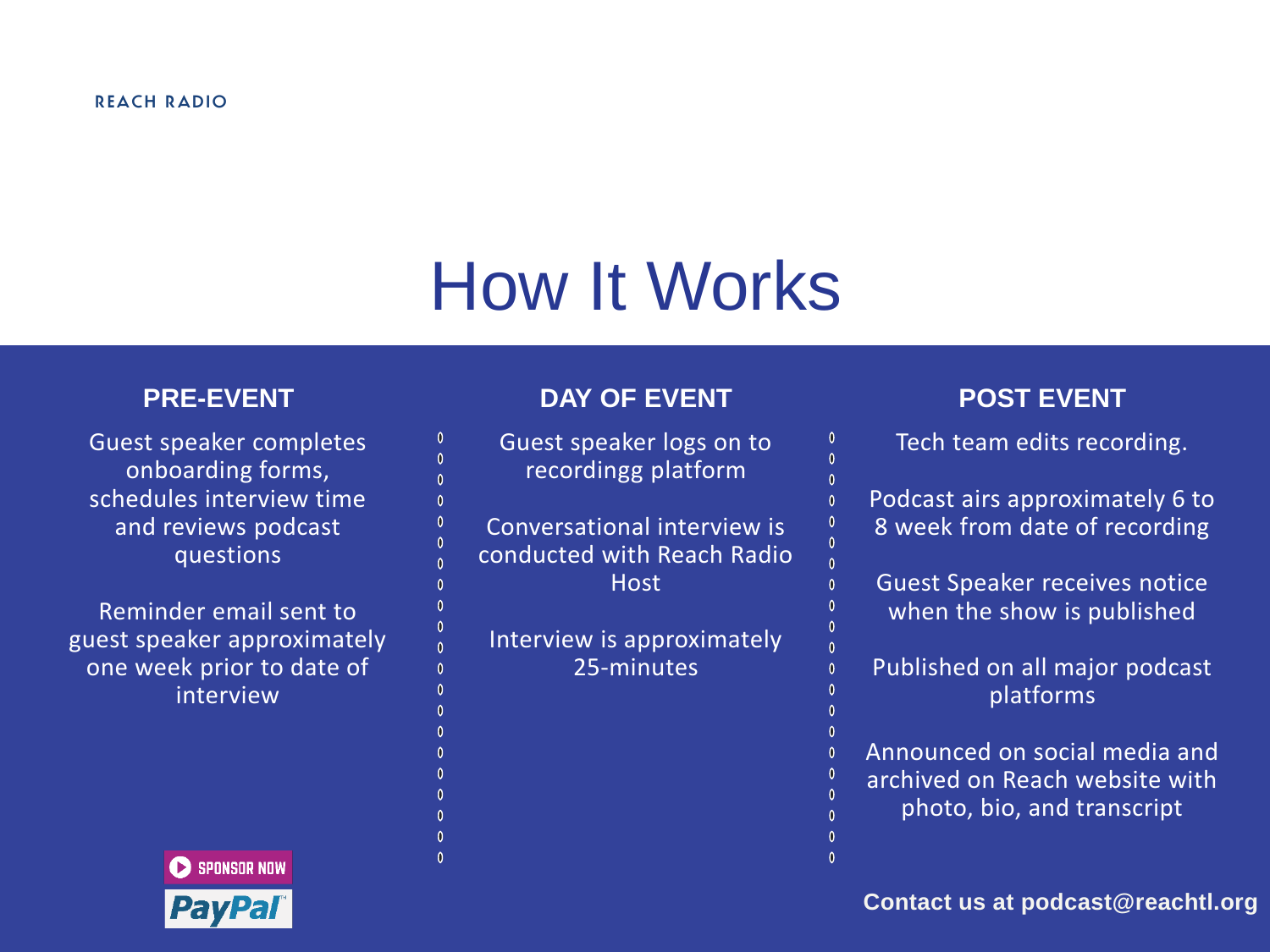REACH RADIO

# How It Works

## PRE-EVENT

Guest speaker completes onboarding forms, schedules interview time and reviews podcast questions

Reminder email sent to guest speaker approximately one week prior to date of interview

## DAY OF EVENT

Guest speaker logs on to recordingg platform

Conversational interview is conducted with Reach Radio Host

Interview is approximately 25-minutes

## POST EVENT

Tech team edits recording.

Podcast airs approximately 6 to 8 week from date of recording

Guest Speaker receives notice when the show is published

Published on all major podcast platforms

Announced on social media and archived on Reach website with photo, bio, and transcript

SPONSOR NOW

PayPal

**Contact us at podcast@reachtl.org**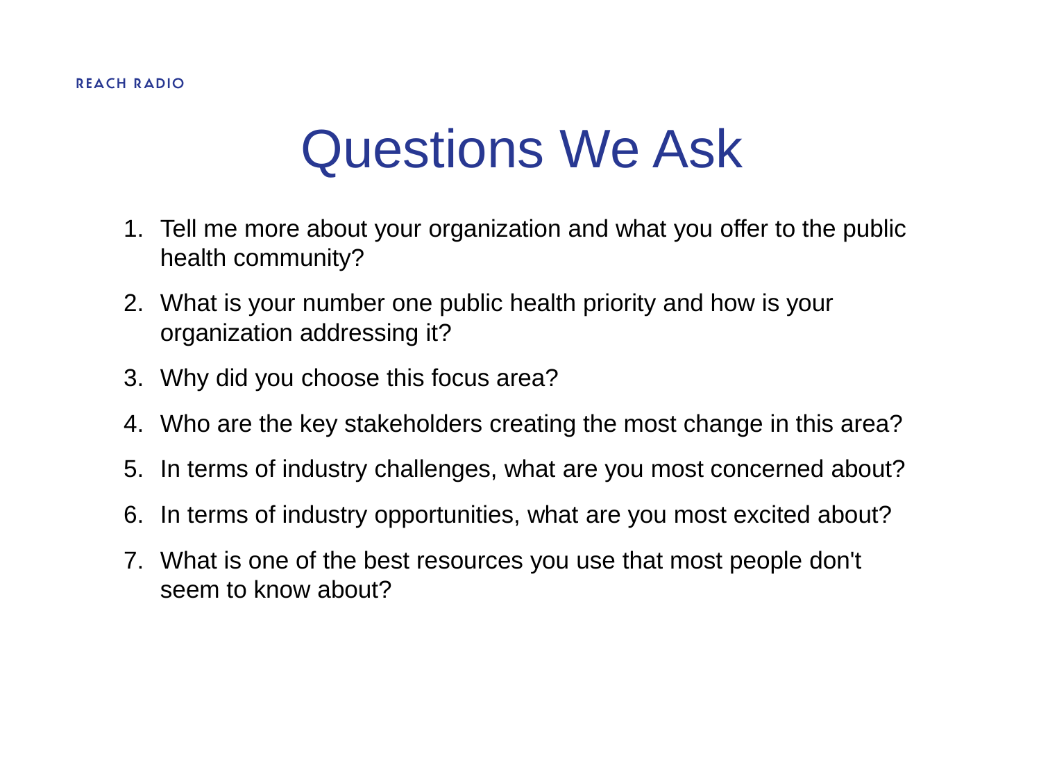# Questions We Ask

1. Tell me more about your organization and what you offer to the public health community?
2. What is your number one public health priority and how is your organization addressing it?
3. Why did you choose this focus area?
4. Who are the key stakeholders creating the most change in this area?
5. In terms of industry challenges, what are you most concerned about?
6. In terms of industry opportunities, what are you most excited about?
7. What is one of the best resources you use that most people don't seem to know about?